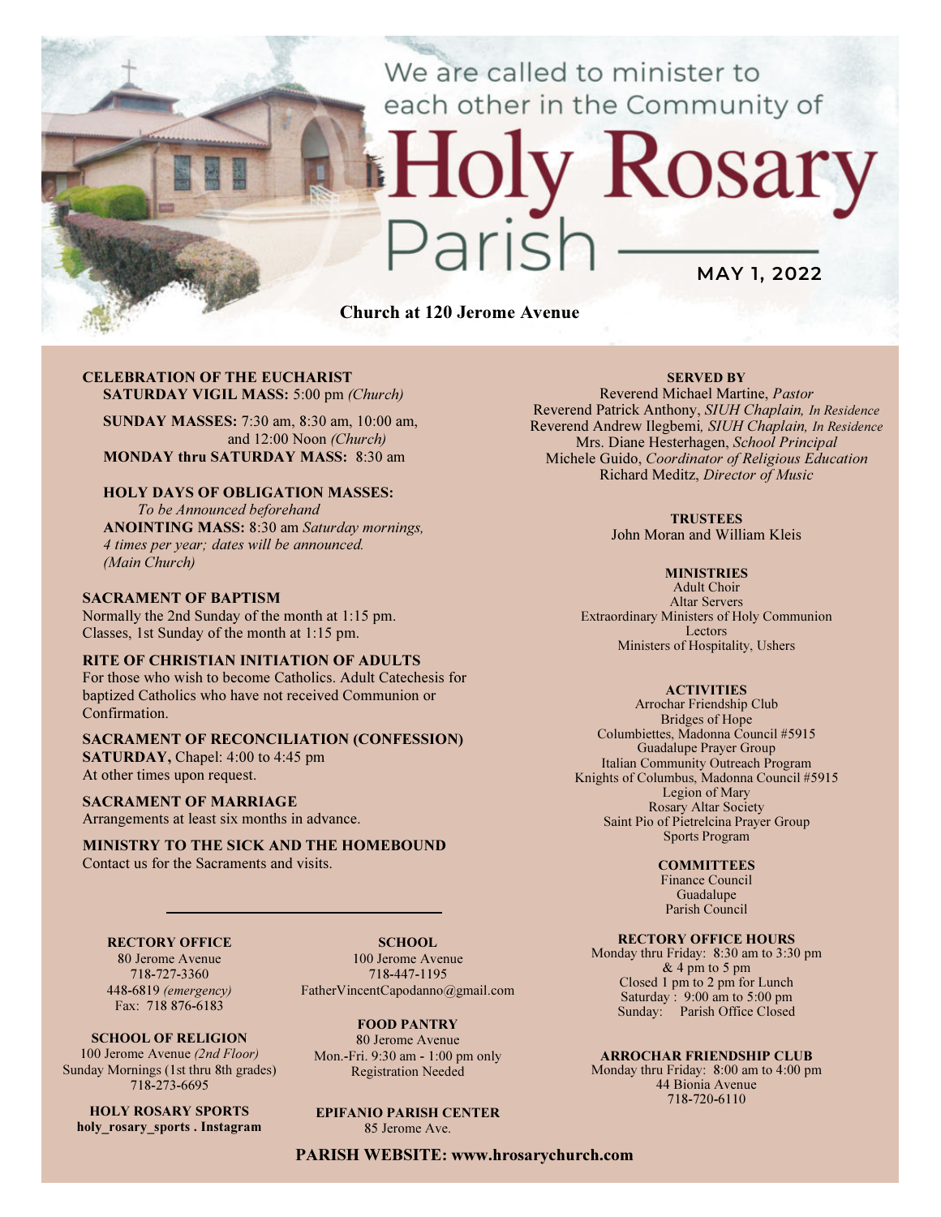We are called to minister to each other in the Community of

# Holy Rosary Parish

**MAY 1, 2022**

**Church at 120 Jerome Avenue**

**CELEBRATION OF THE EUCHARIST**
**SATURDAY VIGIL MASS:** 5:00 pm *(Church)*

**SUNDAY MASSES:** 7:30 am, 8:30 am, 10:00 am, and 12:00 Noon *(Church)*
**MONDAY thru SATURDAY MASS:** 8:30 am

**HOLY DAYS OF OBLIGATION MASSES:**
*To be Announced beforehand*
**ANOINTING MASS:** 8:30 am *Saturday mornings, 4 times per year; dates will be announced. (Main Church)*

**SACRAMENT OF BAPTISM**
Normally the 2nd Sunday of the month at 1:15 pm.
Classes, 1st Sunday of the month at 1:15 pm.

**RITE OF CHRISTIAN INITIATION OF ADULTS**
For those who wish to become Catholics. Adult Catechesis for baptized Catholics who have not received Communion or Confirmation.

**SACRAMENT OF RECONCILIATION (CONFESSION)**
**SATURDAY,** Chapel: 4:00 to 4:45 pm
At other times upon request.

**SACRAMENT OF MARRIAGE**
Arrangements at least six months in advance.

**MINISTRY TO THE SICK AND THE HOMEBOUND**
Contact us for the Sacraments and visits.

**RECTORY OFFICE**
80 Jerome Avenue
718-727-3360
448-6819 *(emergency)*
Fax: 718 876-6183

**SCHOOL**
100 Jerome Avenue
718-447-1195
FatherVincentCapodanno@gmail.com

**SCHOOL OF RELIGION**
100 Jerome Avenue *(2nd Floor)*
Sunday Mornings (1st thru 8th grades)
718-273-6695

**FOOD PANTRY**
80 Jerome Avenue
Mon.-Fri. 9:30 am - 1:00 pm only
Registration Needed

**HOLY ROSARY SPORTS**
**holy_rosary_sports . Instagram**

**EPIFANIO PARISH CENTER**
85 Jerome Ave.

**SERVED BY**
Reverend Michael Martine, *Pastor*
Reverend Patrick Anthony, *SIUH Chaplain, In Residence*
Reverend Andrew Ilegbemi, *SIUH Chaplain, In Residence*
Mrs. Diane Hesterhagen, *School Principal*
Michele Guido, *Coordinator of Religious Education*
Richard Meditz, *Director of Music*

**TRUSTEES**
John Moran and William Kleis

**MINISTRIES**
Adult Choir
Altar Servers
Extraordinary Ministers of Holy Communion
Lectors
Ministers of Hospitality, Ushers

**ACTIVITIES**
Arrochar Friendship Club
Bridges of Hope
Columbiettes, Madonna Council #5915
Guadalupe Prayer Group
Italian Community Outreach Program
Knights of Columbus, Madonna Council #5915
Legion of Mary
Rosary Altar Society
Saint Pio of Pietrelcina Prayer Group
Sports Program

**COMMITTEES**
Finance Council
Guadalupe
Parish Council

**RECTORY OFFICE HOURS**
Monday thru Friday: 8:30 am to 3:30 pm & 4 pm to 5 pm
Closed 1 pm to 2 pm for Lunch
Saturday : 9:00 am to 5:00 pm
Sunday: Parish Office Closed

**ARROCHAR FRIENDSHIP CLUB**
Monday thru Friday: 8:00 am to 4:00 pm
44 Bionia Avenue
718-720-6110

**PARISH WEBSITE: www.hrosarychurch.com**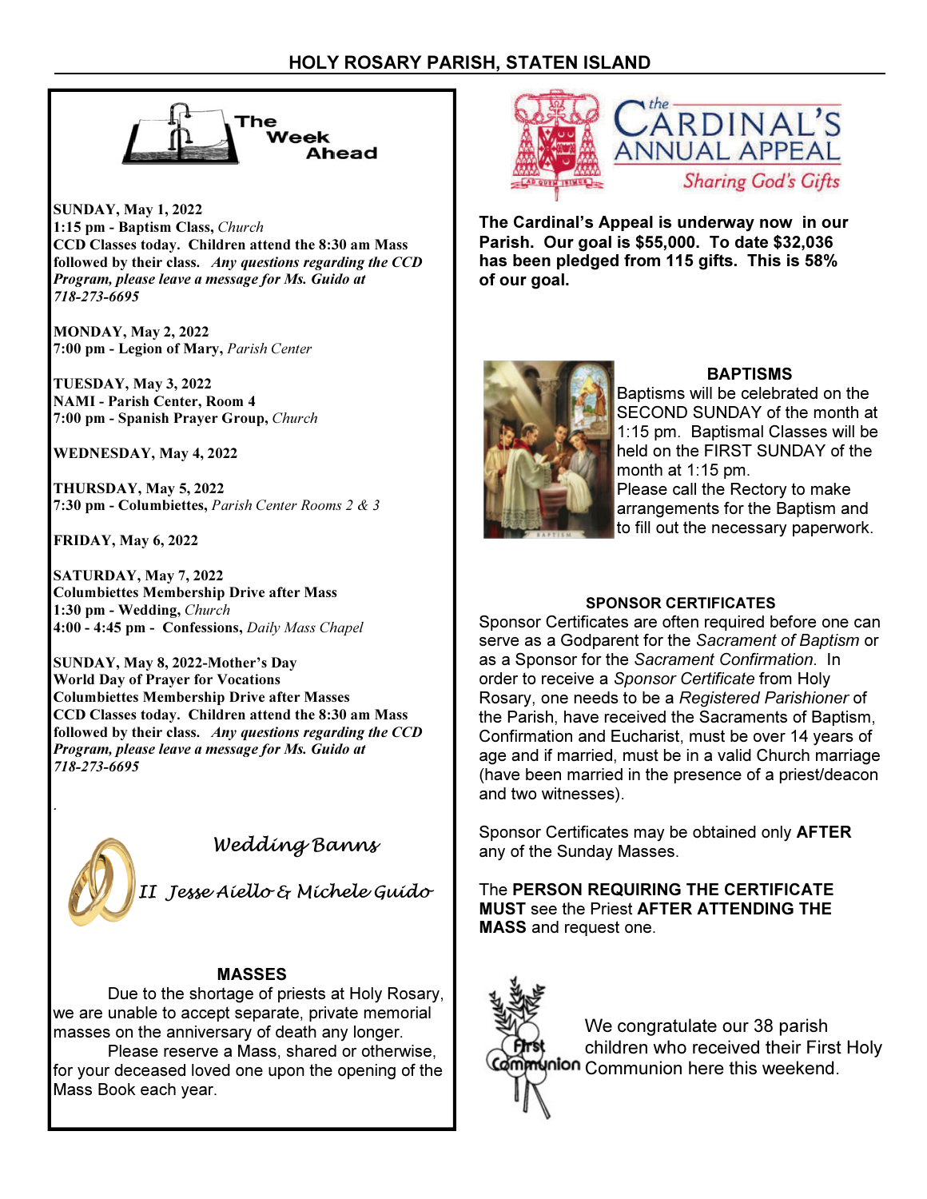## The Week Ahead

**SUNDAY, May 1, 2022**
**1:15 pm - Baptism Class,** *Church*
**CCD Classes today. Children attend the 8:30 am Mass followed by their class.** ***Any questions regarding the CCD Program, please leave a message for Ms. Guido at 718-273-6695***

**MONDAY, May 2, 2022**
**7:00 pm - Legion of Mary,** *Parish Center*

**TUESDAY, May 3, 2022**
**NAMI - Parish Center, Room 4**
**7:00 pm - Spanish Prayer Group,** *Church*

**WEDNESDAY, May 4, 2022**

**THURSDAY, May 5, 2022**
**7:30 pm - Columbiettes,** *Parish Center Rooms 2 & 3*

**FRIDAY, May 6, 2022**

**SATURDAY, May 7, 2022**
**Columbiettes Membership Drive after Mass**
**1:30 pm - Wedding,** *Church*
**4:00 - 4:45 pm - Confessions,** *Daily Mass Chapel*

**SUNDAY, May 8, 2022-Mother's Day**
**World Day of Prayer for Vocations**
**Columbiettes Membership Drive after Masses**
**CCD Classes today. Children attend the 8:30 am Mass followed by their class.** ***Any questions regarding the CCD Program, please leave a message for Ms. Guido at 718-273-6695***

### *Wedding Banns*

*II Jesse Aiello & Michele Guido*

### MASSES

Due to the shortage of priests at Holy Rosary, we are unable to accept separate, private memorial masses on the anniversary of death any longer.

Please reserve a Mass, shared or otherwise, for your deceased loved one upon the opening of the Mass Book each year.

## The Cardinal's Annual Appeal
*Sharing God's Gifts*

**The Cardinal's Appeal is underway now in our Parish. Our goal is $55,000. To date $32,036 has been pledged from 115 gifts. This is 58% of our goal.**

### BAPTISMS

Baptisms will be celebrated on the SECOND SUNDAY of the month at 1:15 pm. Baptismal Classes will be held on the FIRST SUNDAY of the month at 1:15 pm.

Please call the Rectory to make arrangements for the Baptism and to fill out the necessary paperwork.

### SPONSOR CERTIFICATES

Sponsor Certificates are often required before one can serve as a Godparent for the *Sacrament of Baptism* or as a Sponsor for the *Sacrament Confirmation.* In order to receive a *Sponsor Certificate* from Holy Rosary, one needs to be a *Registered Parishioner* of the Parish, have received the Sacraments of Baptism, Confirmation and Eucharist, must be over 14 years of age and if married, must be in a valid Church marriage (have been married in the presence of a priest/deacon and two witnesses).

Sponsor Certificates may be obtained only **AFTER** any of the Sunday Masses.

The **PERSON REQUIRING THE CERTIFICATE MUST** see the Priest **AFTER ATTENDING THE MASS** and request one.

We congratulate our 38 parish children who received their First Holy Communion here this weekend.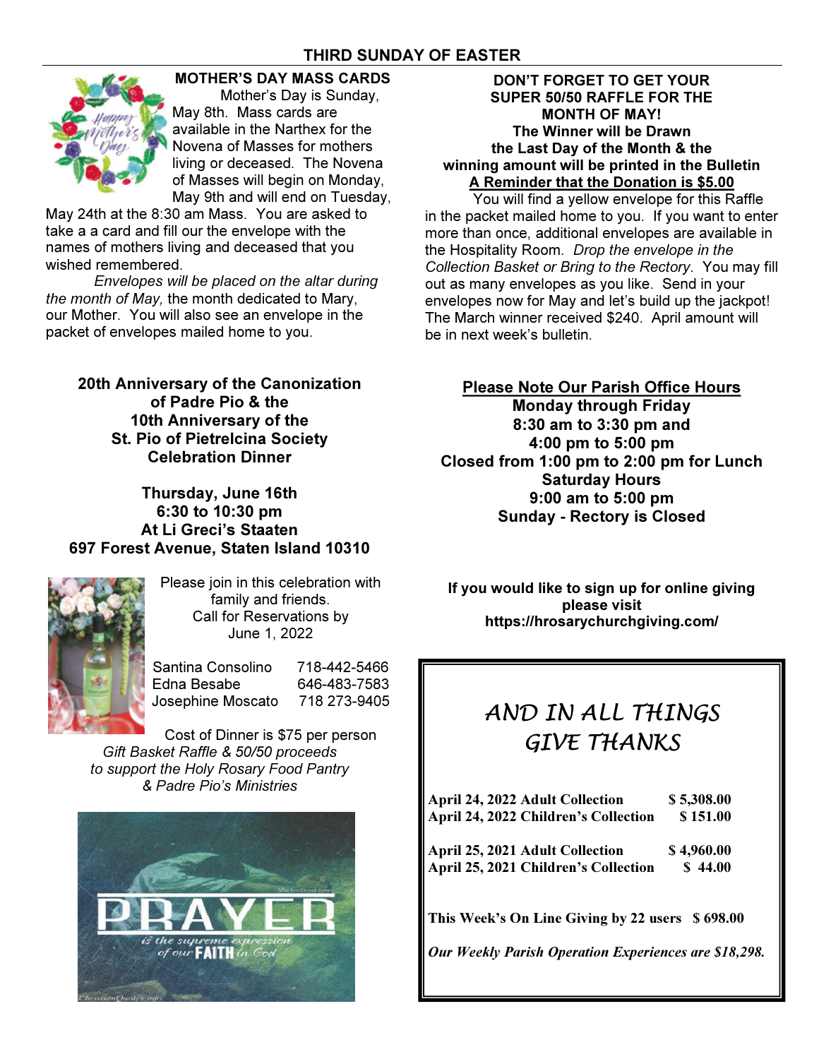## THIRD SUNDAY OF EASTER

### MOTHER'S DAY MASS CARDS

Mother's Day is Sunday, May 8th. Mass cards are available in the Narthex for the Novena of Masses for mothers living or deceased. The Novena of Masses will begin on Monday, May 9th and will end on Tuesday, May 24th at the 8:30 am Mass. You are asked to take a a card and fill our the envelope with the names of mothers living and deceased that you wished remembered.

*Envelopes will be placed on the altar during the month of May,* the month dedicated to Mary, our Mother. You will also see an envelope in the packet of envelopes mailed home to you.

### 20th Anniversary of the Canonization of Padre Pio & the 10th Anniversary of the St. Pio of Pietrelcina Society Celebration Dinner

**Thursday, June 16th**
**6:30 to 10:30 pm**
**At Li Greci's Staaten**
**697 Forest Avenue, Staten Island 10310**

Please join in this celebration with family and friends.
Call for Reservations by June 1, 2022

| | |
|---|---|
| Santina Consolino | 718-442-5466 |
| Edna Besabe | 646-483-7583 |
| Josephine Moscato | 718 273-9405 |

Cost of Dinner is $75 per person
*Gift Basket Raffle & 50/50 proceeds to support the Holy Rosary Food Pantry & Padre Pio's Ministries*

### DON'T FORGET TO GET YOUR SUPER 50/50 RAFFLE FOR THE MONTH OF MAY!

**The Winner will be Drawn the Last Day of the Month & the winning amount will be printed in the Bulletin**
**A Reminder that the Donation is $5.00**

You will find a yellow envelope for this Raffle in the packet mailed home to you. If you want to enter more than once, additional envelopes are available in the Hospitality Room. *Drop the envelope in the Collection Basket or Bring to the Rectory*. You may fill out as many envelopes as you like. Send in your envelopes now for May and let's build up the jackpot! The March winner received $240. April amount will be in next week's bulletin.

### Please Note Our Parish Office Hours

**Monday through Friday**
**8:30 am to 3:30 pm and**
**4:00 pm to 5:00 pm**
**Closed from 1:00 pm to 2:00 pm for Lunch**
**Saturday Hours**
**9:00 am to 5:00 pm**
**Sunday - Rectory is Closed**

**If you would like to sign up for online giving please visit https://hrosarychurchgiving.com/**

## *AND IN ALL THINGS GIVE THANKS*

| | |
|---|---|
| April 24, 2022 Adult Collection | $ 5,308.00 |
| April 24, 2022 Children's Collection | $ 151.00 |
| April 25, 2021 Adult Collection | $ 4,960.00 |
| April 25, 2021 Children's Collection | $ 44.00 |

**This Week's On Line Giving by 22 users $ 698.00**

***Our Weekly Parish Operation Experiences are $18,298.***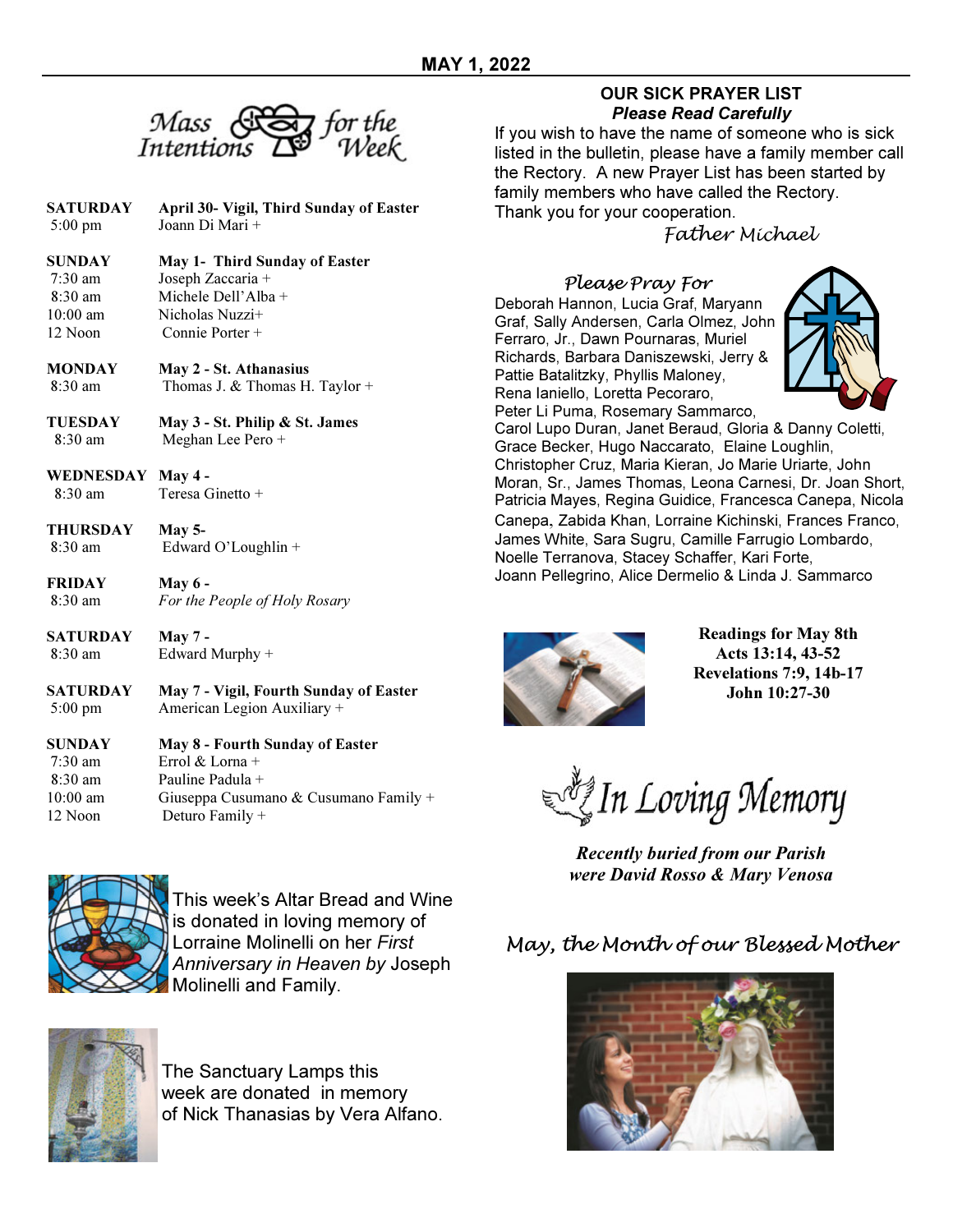MAY 1, 2022

## Mass Intentions for the Week

| | |
|---|---|
| **SATURDAY** | **April 30- Vigil, Third Sunday of Easter** |
| 5:00 pm | Joann Di Mari + |
| **SUNDAY** | **May 1- Third Sunday of Easter** |
| 7:30 am | Joseph Zaccaria + |
| 8:30 am | Michele Dell'Alba + |
| 10:00 am | Nicholas Nuzzi+ |
| 12 Noon | Connie Porter + |
| **MONDAY** | **May 2 - St. Athanasius** |
| 8:30 am | Thomas J. & Thomas H. Taylor + |
| **TUESDAY** | **May 3 - St. Philip & St. James** |
| 8:30 am | Meghan Lee Pero + |
| **WEDNESDAY** | **May 4 -** |
| 8:30 am | Teresa Ginetto + |
| **THURSDAY** | **May 5-** |
| 8:30 am | Edward O'Loughlin + |
| **FRIDAY** | **May 6 -** |
| 8:30 am | *For the People of Holy Rosary* |
| **SATURDAY** | **May 7 -** |
| 8:30 am | Edward Murphy + |
| **SATURDAY** | **May 7 - Vigil, Fourth Sunday of Easter** |
| 5:00 pm | American Legion Auxiliary + |
| **SUNDAY** | **May 8 - Fourth Sunday of Easter** |
| 7:30 am | Errol & Lorna + |
| 8:30 am | Pauline Padula + |
| 10:00 am | Giuseppa Cusumano & Cusumano Family + |
| 12 Noon | Deturo Family + |

This week's Altar Bread and Wine is donated in loving memory of Lorraine Molinelli on her *First Anniversary in Heaven by* Joseph Molinelli and Family.

The Sanctuary Lamps this week are donated in memory of Nick Thanasias by Vera Alfano.

## OUR SICK PRAYER LIST

***Please Read Carefully***

If you wish to have the name of someone who is sick listed in the bulletin, please have a family member call the Rectory. A new Prayer List has been started by family members who have called the Rectory. Thank you for your cooperation.

*Father Michael*

### *Please Pray For*

Deborah Hannon, Lucia Graf, Maryann Graf, Sally Andersen, Carla Olmez, John Ferraro, Jr., Dawn Pournaras, Muriel Richards, Barbara Daniszewski, Jerry & Pattie Batalitzky, Phyllis Maloney, Rena Ianiello, Loretta Pecoraro, Peter Li Puma, Rosemary Sammarco, Carol Lupo Duran, Janet Beraud, Gloria & Danny Coletti, Grace Becker, Hugo Naccarato, Elaine Loughlin, Christopher Cruz, Maria Kieran, Jo Marie Uriarte, John Moran, Sr., James Thomas, Leona Carnesi, Dr. Joan Short, Patricia Mayes, Regina Guidice, Francesca Canepa, Nicola Canepa, Zabida Khan, Lorraine Kichinski, Frances Franco, James White, Sara Sugru, Camille Farrugio Lombardo, Noelle Terranova, Stacey Schaffer, Kari Forte, Joann Pellegrino, Alice Dermelio & Linda J. Sammarco

**Readings for May 8th**
**Acts 13:14, 43-52**
**Revelations 7:9, 14b-17**
**John 10:27-30**

## In Loving Memory

***Recently buried from our Parish were David Rosso & Mary Venosa***

## *May, the Month of our Blessed Mother*